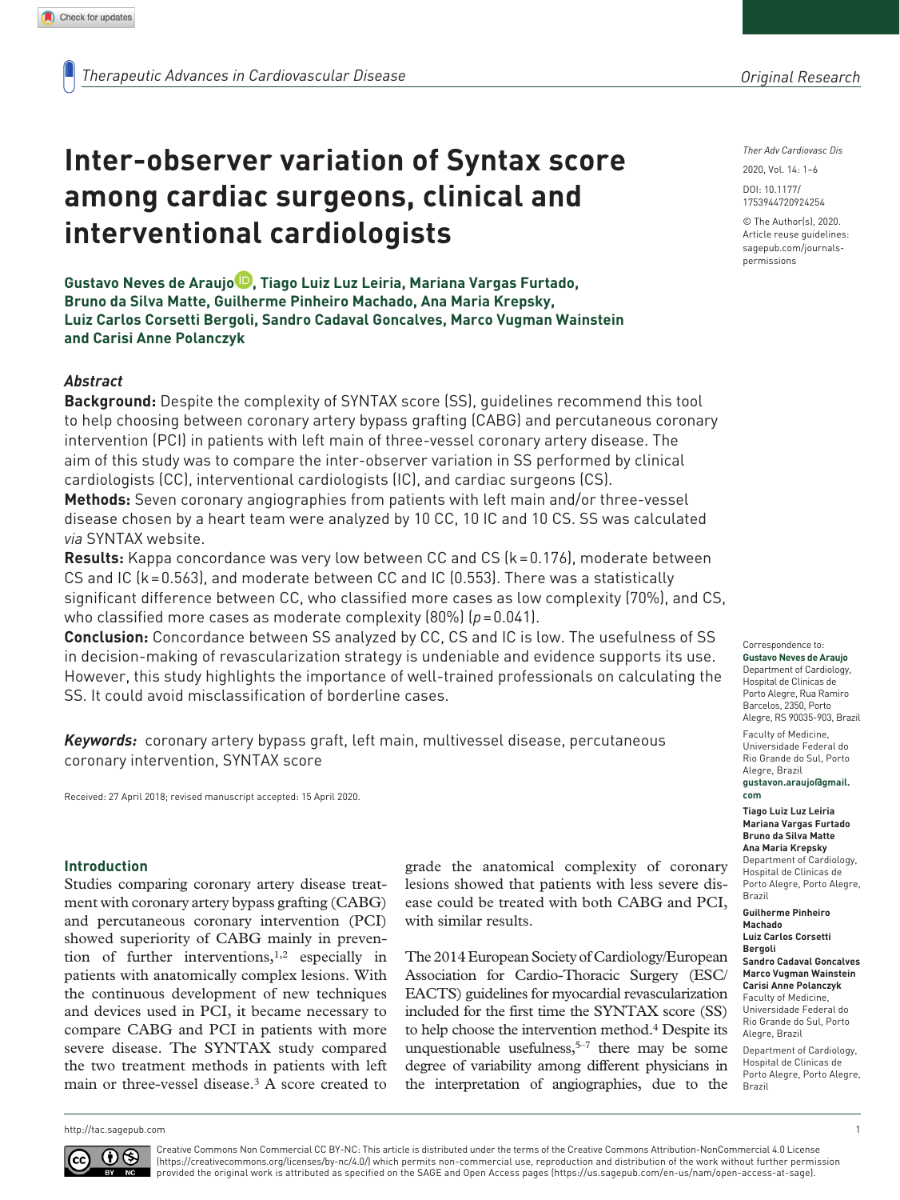# Inter-observer variation of Syntax score among cardiac surgeons, clinical and interventional cardiologists

**Gustavo Neves de Araujo, Tiago Luiz Luz Leiria, Mariana Vargas Furtado, Bruno da Silva Matte, Guilherme Pinheiro Machado, Ana Maria Krepsky, Luiz Carlos Corsetti Bergoli, Sandro Cadaval Goncalves, Marco Vugman Wainstein and Carisi Anne Polanczyk**

Ther Adv Cardiovasc Dis

2020, Vol. 14: 1–6

DOI: 10.1177/1753944720924254

© The Author(s), 2020. Article reuse guidelines: sagepub.com/journals-permissions

## *Abstract*

**Background:** Despite the complexity of SYNTAX score (SS), guidelines recommend this tool to help choosing between coronary artery bypass grafting (CABG) and percutaneous coronary intervention (PCI) in patients with left main of three-vessel coronary artery disease. The aim of this study was to compare the inter-observer variation in SS performed by clinical cardiologists (CC), interventional cardiologists (IC), and cardiac surgeons (CS).

**Methods:** Seven coronary angiographies from patients with left main and/or three-vessel disease chosen by a heart team were analyzed by 10 CC, 10 IC and 10 CS. SS was calculated *via* SYNTAX website.

**Results:** Kappa concordance was very low between CC and CS ($k = 0.176$), moderate between CS and IC ($k = 0.563$), and moderate between CC and IC (0.553). There was a statistically significant difference between CC, who classified more cases as low complexity (70%), and CS, who classified more cases as moderate complexity (80%) ($p = 0.041$).

**Conclusion:** Concordance between SS analyzed by CC, CS and IC is low. The usefulness of SS in decision-making of revascularization strategy is undeniable and evidence supports its use. However, this study highlights the importance of well-trained professionals on calculating the SS. It could avoid misclassification of borderline cases.

***Keywords:*** coronary artery bypass graft, left main, multivessel disease, percutaneous coronary intervention, SYNTAX score

Received: 27 April 2018; revised manuscript accepted: 15 April 2020.

Correspondence to:
**Gustavo Neves de Araujo**
Department of Cardiology, Hospital de Clinicas de Porto Alegre, Rua Ramiro Barcelos, 2350, Porto Alegre, RS 90035-903, Brazil
Faculty of Medicine, Universidade Federal do Rio Grande do Sul, Porto Alegre, Brazil
**gustavon.araujo@gmail.com**

**Tiago Luiz Luz Leiria**
**Mariana Vargas Furtado**
**Bruno da Silva Matte**
**Ana Maria Krepsky**
Department of Cardiology, Hospital de Clinicas de Porto Alegre, Porto Alegre, Brazil

**Guilherme Pinheiro Machado**
**Luiz Carlos Corsetti Bergoli**
**Sandro Cadaval Goncalves**
**Marco Vugman Wainstein**
**Carisi Anne Polanczyk**
Faculty of Medicine, Universidade Federal do Rio Grande do Sul, Porto Alegre, Brazil
Department of Cardiology, Hospital de Clinicas de Porto Alegre, Porto Alegre, Brazil

## Introduction

Studies comparing coronary artery disease treatment with coronary artery bypass grafting (CABG) and percutaneous coronary intervention (PCI) showed superiority of CABG mainly in prevention of further interventions,[1,2] especially in patients with anatomically complex lesions. With the continuous development of new techniques and devices used in PCI, it became necessary to compare CABG and PCI in patients with more severe disease. The SYNTAX study compared the two treatment methods in patients with left main or three-vessel disease.[3] A score created to grade the anatomical complexity of coronary lesions showed that patients with less severe disease could be treated with both CABG and PCI, with similar results.

The 2014 European Society of Cardiology/European Association for Cardio-Thoracic Surgery (ESC/EACTS) guidelines for myocardial revascularization included for the first time the SYNTAX score (SS) to help choose the intervention method.[4] Despite its unquestionable usefulness,[5–7] there may be some degree of variability among different physicians in the interpretation of angiographies, due to the

Creative Commons Non Commercial CC BY-NC: This article is distributed under the terms of the Creative Commons Attribution-NonCommercial 4.0 License (https://creativecommons.org/licenses/by-nc/4.0/) which permits non-commercial use, reproduction and distribution of the work without further permission provided the original work is attributed as specified on the SAGE and Open Access pages (https://us.sagepub.com/en-us/nam/open-access-at-sage).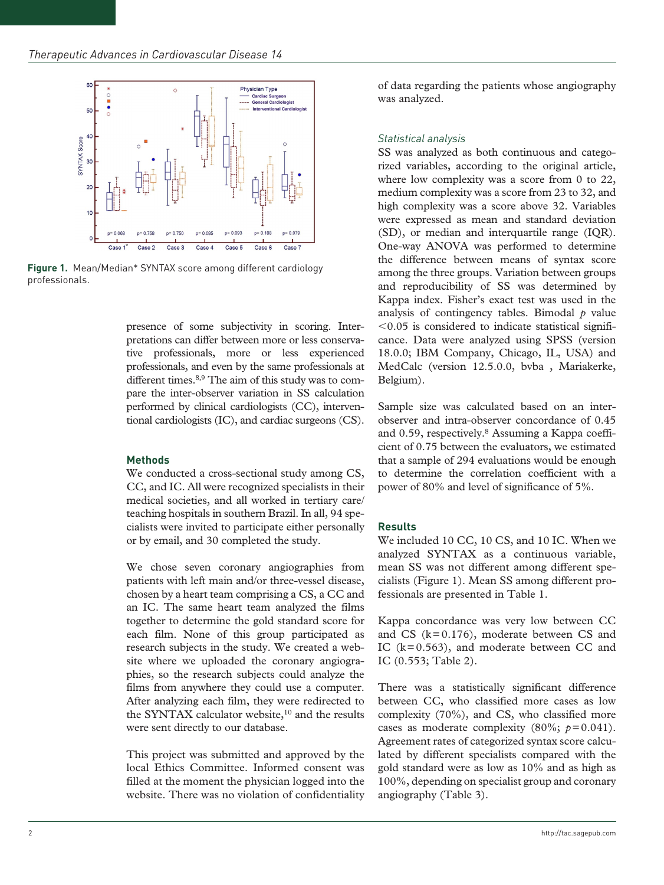Figure 1. Mean/Median* SYNTAX score among different cardiology professionals.

presence of some subjectivity in scoring. Interpretations can differ between more or less conservative professionals, more or less experienced professionals, and even by the same professionals at different times.[8,9] The aim of this study was to compare the inter-observer variation in SS calculation performed by clinical cardiologists (CC), interventional cardiologists (IC), and cardiac surgeons (CS).

## Methods

We conducted a cross-sectional study among CS, CC, and IC. All were recognized specialists in their medical societies, and all worked in tertiary care/teaching hospitals in southern Brazil. In all, 94 specialists were invited to participate either personally or by email, and 30 completed the study.

We chose seven coronary angiographies from patients with left main and/or three-vessel disease, chosen by a heart team comprising a CS, a CC and an IC. The same heart team analyzed the films together to determine the gold standard score for each film. None of this group participated as research subjects in the study. We created a website where we uploaded the coronary angiographies, so the research subjects could analyze the films from anywhere they could use a computer. After analyzing each film, they were redirected to the SYNTAX calculator website,[10] and the results were sent directly to our database.

This project was submitted and approved by the local Ethics Committee. Informed consent was filled at the moment the physician logged into the website. There was no violation of confidentiality of data regarding the patients whose angiography was analyzed.

### Statistical analysis

SS was analyzed as both continuous and categorized variables, according to the original article, where low complexity was a score from 0 to 22, medium complexity was a score from 23 to 32, and high complexity was a score above 32. Variables were expressed as mean and standard deviation (SD), or median and interquartile range (IQR). One-way ANOVA was performed to determine the difference between means of syntax score among the three groups. Variation between groups and reproducibility of SS was determined by Kappa index. Fisher's exact test was used in the analysis of contingency tables. Bimodal $p$ value $<0.05$ is considered to indicate statistical significance. Data were analyzed using SPSS (version 18.0.0; IBM Company, Chicago, IL, USA) and MedCalc (version 12.5.0.0, bvba , Mariakerke, Belgium).

Sample size was calculated based on an inter-observer and intra-observer concordance of 0.45 and 0.59, respectively.[8] Assuming a Kappa coefficient of 0.75 between the evaluators, we estimated that a sample of 294 evaluations would be enough to determine the correlation coefficient with a power of 80% and level of significance of 5%.

## Results

We included 10 CC, 10 CS, and 10 IC. When we analyzed SYNTAX as a continuous variable, mean SS was not different among different specialists (Figure 1). Mean SS among different professionals are presented in Table 1.

Kappa concordance was very low between CC and CS (k = 0.176), moderate between CS and IC (k = 0.563), and moderate between CC and IC (0.553; Table 2).

There was a statistically significant difference between CC, who classified more cases as low complexity (70%), and CS, who classified more cases as moderate complexity (80%; $p = 0.041$). Agreement rates of categorized syntax score calculated by different specialists compared with the gold standard were as low as 10% and as high as 100%, depending on specialist group and coronary angiography (Table 3).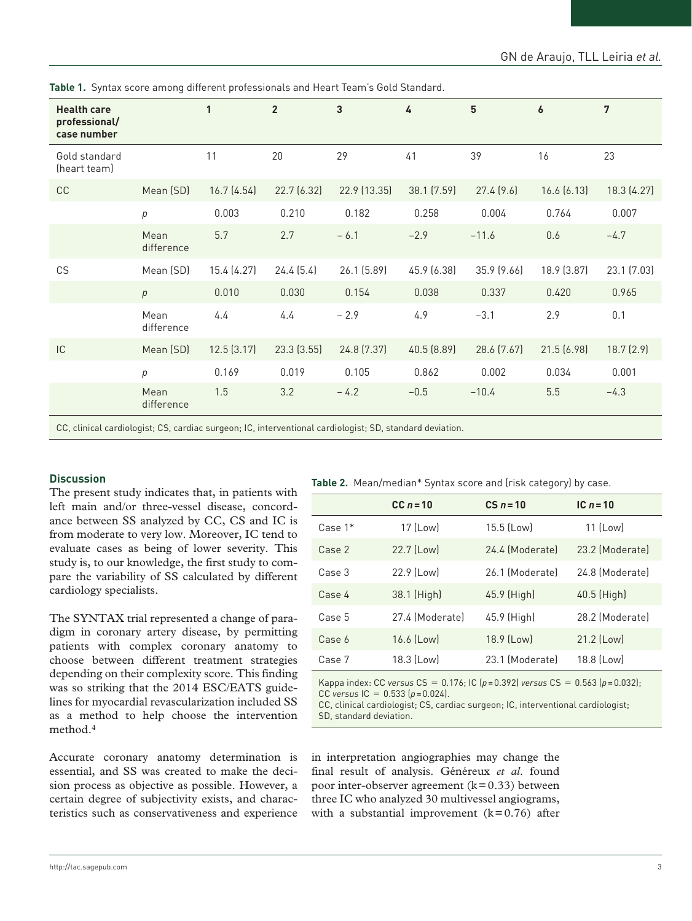**Table 1.** Syntax score among different professionals and Heart Team's Gold Standard.

| Health care professional/ case number | | 1 | 2 | 3 | 4 | 5 | 6 | 7 |
|---|---|---|---|---|---|---|---|---|
| Gold standard (heart team) | | 11 | 20 | 29 | 41 | 39 | 16 | 23 |
| CC | Mean (SD) | 16.7 (4.54) | 22.7 (6.32) | 22.9 (13.35) | 38.1 (7.59) | 27.4 (9.6) | 16.6 (6.13) | 18.3 (4.27) |
| | *p* | 0.003 | 0.210 | 0.182 | 0.258 | 0.004 | 0.764 | 0.007 |
| | Mean difference | 5.7 | 2.7 | − 6.1 | −2.9 | −11.6 | 0.6 | −4.7 |
| CS | Mean (SD) | 15.4 (4.27) | 24.4 (5.4) | 26.1 (5.89) | 45.9 (6.38) | 35.9 (9.66) | 18.9 (3.87) | 23.1 (7.03) |
| | *p* | 0.010 | 0.030 | 0.154 | 0.038 | 0.337 | 0.420 | 0.965 |
| | Mean difference | 4.4 | 4.4 | − 2.9 | 4.9 | −3.1 | 2.9 | 0.1 |
| IC | Mean (SD) | 12.5 (3.17) | 23.3 (3.55) | 24.8 (7.37) | 40.5 (8.89) | 28.6 (7.67) | 21.5 (6.98) | 18.7 (2.9) |
| | *p* | 0.169 | 0.019 | 0.105 | 0.862 | 0.002 | 0.034 | 0.001 |
| | Mean difference | 1.5 | 3.2 | − 4.2 | −0.5 | −10.4 | 5.5 | −4.3 |

CC, clinical cardiologist; CS, cardiac surgeon; IC, interventional cardiologist; SD, standard deviation.

## Discussion

The present study indicates that, in patients with left main and/or three-vessel disease, concordance between SS analyzed by CC, CS and IC is from moderate to very low. Moreover, IC tend to evaluate cases as being of lower severity. This study is, to our knowledge, the first study to compare the variability of SS calculated by different cardiology specialists.

The SYNTAX trial represented a change of paradigm in coronary artery disease, by permitting patients with complex coronary anatomy to choose between different treatment strategies depending on their complexity score. This finding was so striking that the 2014 ESC/EATS guidelines for myocardial revascularization included SS as a method to help choose the intervention method.[4]

Accurate coronary anatomy determination is essential, and SS was created to make the decision process as objective as possible. However, a certain degree of subjectivity exists, and characteristics such as conservativeness and experience in interpretation angiographies may change the final result of analysis. Généreux *et al.* found poor inter-observer agreement (k = 0.33) between three IC who analyzed 30 multivessel angiograms, with a substantial improvement (k = 0.76) after

**Table 2.** Mean/median* Syntax score and (risk category) by case.

| | CC *n* = 10 | CS *n* = 10 | IC *n* = 10 |
|---|---|---|---|
| Case 1* | 17 (Low) | 15.5 (Low) | 11 (Low) |
| Case 2 | 22.7 (Low) | 24.4 (Moderate) | 23.2 (Moderate) |
| Case 3 | 22.9 (Low) | 26.1 (Moderate) | 24.8 (Moderate) |
| Case 4 | 38.1 (High) | 45.9 (High) | 40.5 (High) |
| Case 5 | 27.4 (Moderate) | 45.9 (High) | 28.2 (Moderate) |
| Case 6 | 16.6 (Low) | 18.9 (Low) | 21.2 (Low) |
| Case 7 | 18.3 (Low) | 23.1 (Moderate) | 18.8 (Low) |

Kappa index: CC *versus* CS = 0.176; IC ($p = 0.392$) *versus* CS = 0.563 ($p = 0.032$); CC *versus* IC = 0.533 ($p = 0.024$).
CC, clinical cardiologist; CS, cardiac surgeon; IC, interventional cardiologist; SD, standard deviation.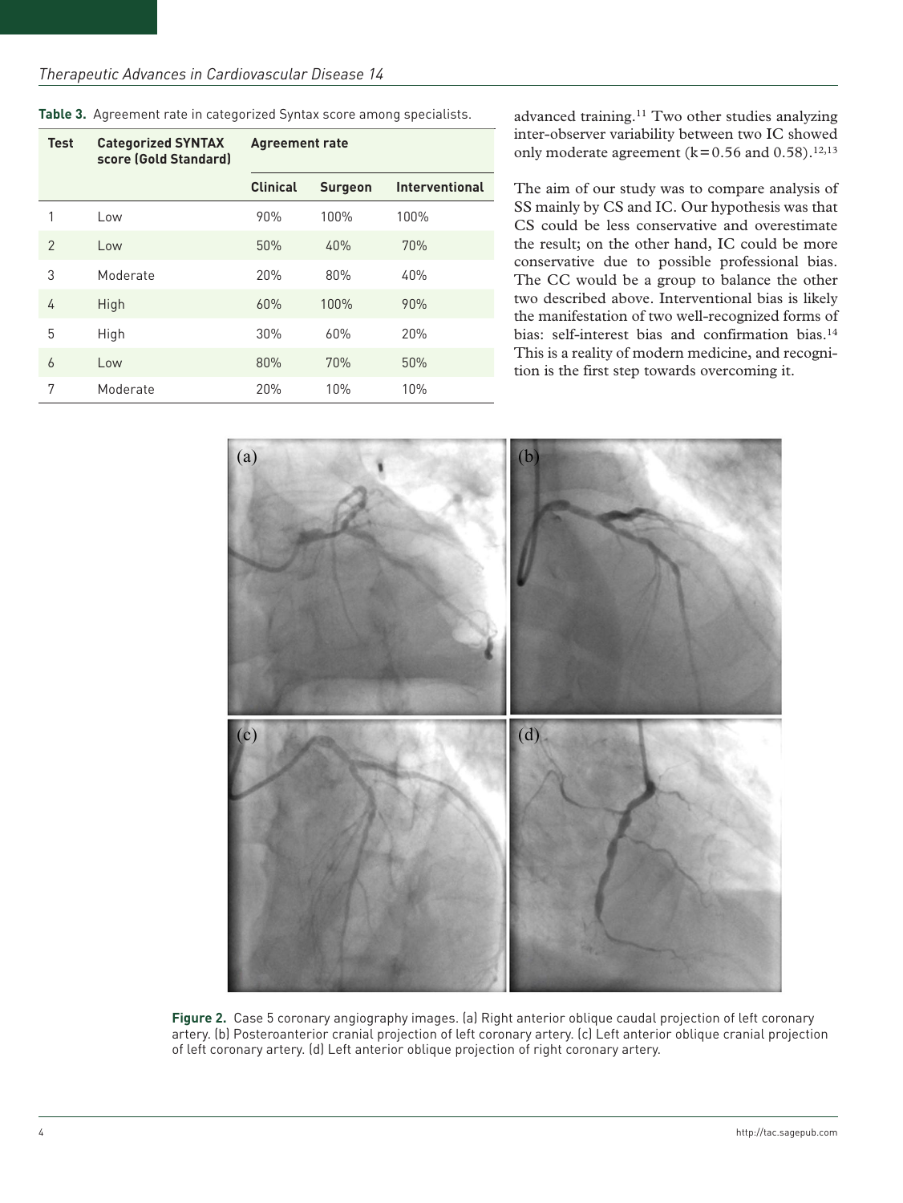**Table 3.** Agreement rate in categorized Syntax score among specialists.

| Test | Categorized SYNTAX score (Gold Standard) | Agreement rate | | |
|---|---|---|---|---|
| | | Clinical | Surgeon | Interventional |
| 1 | Low | 90% | 100% | 100% |
| 2 | Low | 50% | 40% | 70% |
| 3 | Moderate | 20% | 80% | 40% |
| 4 | High | 60% | 100% | 90% |
| 5 | High | 30% | 60% | 20% |
| 6 | Low | 80% | 70% | 50% |
| 7 | Moderate | 20% | 10% | 10% |

advanced training.[11] Two other studies analyzing inter-observer variability between two IC showed only moderate agreement (k = 0.56 and 0.58).[12,13]

The aim of our study was to compare analysis of SS mainly by CS and IC. Our hypothesis was that CS could be less conservative and overestimate the result; on the other hand, IC could be more conservative due to possible professional bias. The CC would be a group to balance the other two described above. Interventional bias is likely the manifestation of two well-recognized forms of bias: self-interest bias and confirmation bias.[14] This is a reality of modern medicine, and recognition is the first step towards overcoming it.

**Figure 2.** Case 5 coronary angiography images. (a) Right anterior oblique caudal projection of left coronary artery. (b) Posteroanterior cranial projection of left coronary artery. (c) Left anterior oblique cranial projection of left coronary artery. (d) Left anterior oblique projection of right coronary artery.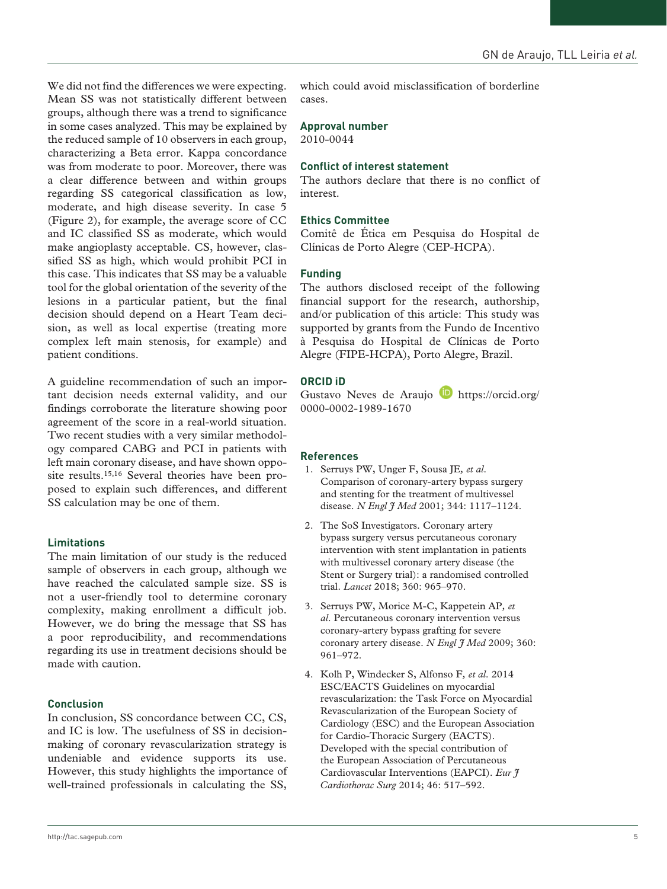We did not find the differences we were expecting. Mean SS was not statistically different between groups, although there was a trend to significance in some cases analyzed. This may be explained by the reduced sample of 10 observers in each group, characterizing a Beta error. Kappa concordance was from moderate to poor. Moreover, there was a clear difference between and within groups regarding SS categorical classification as low, moderate, and high disease severity. In case 5 (Figure 2), for example, the average score of CC and IC classified SS as moderate, which would make angioplasty acceptable. CS, however, classified SS as high, which would prohibit PCI in this case. This indicates that SS may be a valuable tool for the global orientation of the severity of the lesions in a particular patient, but the final decision should depend on a Heart Team decision, as well as local expertise (treating more complex left main stenosis, for example) and patient conditions.

A guideline recommendation of such an important decision needs external validity, and our findings corroborate the literature showing poor agreement of the score in a real-world situation. Two recent studies with a very similar methodology compared CABG and PCI in patients with left main coronary disease, and have shown opposite results.[15,16] Several theories have been proposed to explain such differences, and different SS calculation may be one of them.

### Limitations

The main limitation of our study is the reduced sample of observers in each group, although we have reached the calculated sample size. SS is not a user-friendly tool to determine coronary complexity, making enrollment a difficult job. However, we do bring the message that SS has a poor reproducibility, and recommendations regarding its use in treatment decisions should be made with caution.

### Conclusion

In conclusion, SS concordance between CC, CS, and IC is low. The usefulness of SS in decision-making of coronary revascularization strategy is undeniable and evidence supports its use. However, this study highlights the importance of well-trained professionals in calculating the SS, which could avoid misclassification of borderline cases.

### Approval number

2010-0044

### Conflict of interest statement

The authors declare that there is no conflict of interest.

### Ethics Committee

Comitê de Ética em Pesquisa do Hospital de Clínicas de Porto Alegre (CEP-HCPA).

### Funding

The authors disclosed receipt of the following financial support for the research, authorship, and/or publication of this article: This study was supported by grants from the Fundo de Incentivo à Pesquisa do Hospital de Clínicas de Porto Alegre (FIPE-HCPA), Porto Alegre, Brazil.

### ORCID iD

Gustavo Neves de Araujo https://orcid.org/0000-0002-1989-1670

### References

1. Serruys PW, Unger F, Sousa JE, *et al.* Comparison of coronary-artery bypass surgery and stenting for the treatment of multivessel disease. *N Engl J Med* 2001; 344: 1117–1124.
2. The SoS Investigators. Coronary artery bypass surgery versus percutaneous coronary intervention with stent implantation in patients with multivessel coronary artery disease (the Stent or Surgery trial): a randomised controlled trial. *Lancet* 2018; 360: 965–970.
3. Serruys PW, Morice M-C, Kappetein AP, *et al.* Percutaneous coronary intervention versus coronary-artery bypass grafting for severe coronary artery disease. *N Engl J Med* 2009; 360: 961–972.
4. Kolh P, Windecker S, Alfonso F, *et al.* 2014 ESC/EACTS Guidelines on myocardial revascularization: the Task Force on Myocardial Revascularization of the European Society of Cardiology (ESC) and the European Association for Cardio-Thoracic Surgery (EACTS). Developed with the special contribution of the European Association of Percutaneous Cardiovascular Interventions (EAPCI). *Eur J Cardiothorac Surg* 2014; 46: 517–592.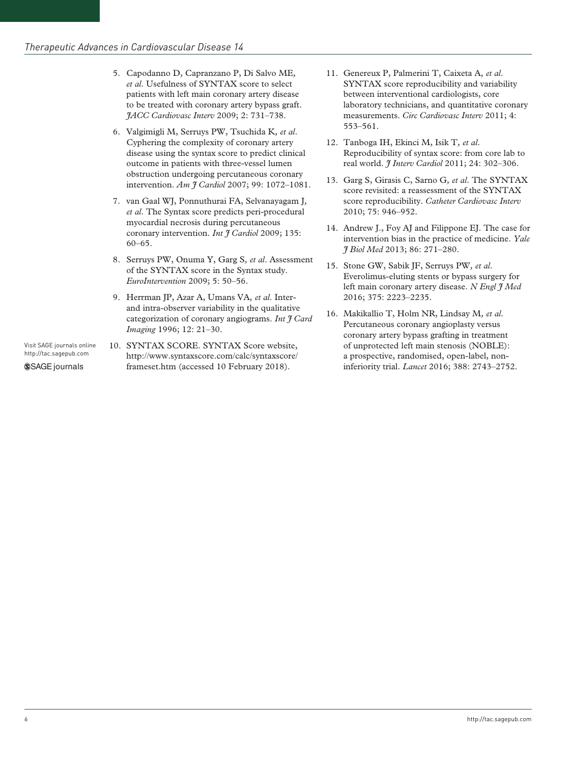5. Capodanno D, Capranzano P, Di Salvo ME, *et al*. Usefulness of SYNTAX score to select patients with left main coronary artery disease to be treated with coronary artery bypass graft. *JACC Cardiovasc Interv* 2009; 2: 731–738.

6. Valgimigli M, Serruys PW, Tsuchida K, *et al*. Cyphering the complexity of coronary artery disease using the syntax score to predict clinical outcome in patients with three-vessel lumen obstruction undergoing percutaneous coronary intervention. *Am J Cardiol* 2007; 99: 1072–1081.

7. van Gaal WJ, Ponnuthurai FA, Selvanayagam J, *et al*. The Syntax score predicts peri-procedural myocardial necrosis during percutaneous coronary intervention. *Int J Cardiol* 2009; 135: 60–65.

8. Serruys PW, Onuma Y, Garg S, *et al*. Assessment of the SYNTAX score in the Syntax study. *EuroIntervention* 2009; 5: 50–56.

9. Herrman JP, Azar A, Umans VA, *et al*. Inter- and intra-observer variability in the qualitative categorization of coronary angiograms. *Int J Card Imaging* 1996; 12: 21–30.

10. SYNTAX SCORE. SYNTAX Score website, http://www.syntaxscore.com/calc/syntaxscore/frameset.htm (accessed 10 February 2018).

11. Genereux P, Palmerini T, Caixeta A, *et al*. SYNTAX score reproducibility and variability between interventional cardiologists, core laboratory technicians, and quantitative coronary measurements. *Circ Cardiovasc Interv* 2011; 4: 553–561.

12. Tanboga IH, Ekinci M, Isik T, *et al*. Reproducibility of syntax score: from core lab to real world. *J Interv Cardiol* 2011; 24: 302–306.

13. Garg S, Girasis C, Sarno G, *et al*. The SYNTAX score revisited: a reassessment of the SYNTAX score reproducibility. *Catheter Cardiovasc Interv* 2010; 75: 946–952.

14. Andrew J., Foy AJ and Filippone EJ. The case for intervention bias in the practice of medicine. *Yale J Biol Med* 2013; 86: 271–280.

15. Stone GW, Sabik JF, Serruys PW, *et al*. Everolimus-eluting stents or bypass surgery for left main coronary artery disease. *N Engl J Med* 2016; 375: 2223–2235.

16. Makikallio T, Holm NR, Lindsay M, *et al*. Percutaneous coronary angioplasty versus coronary artery bypass grafting in treatment of unprotected left main stenosis (NOBLE): a prospective, randomised, open-label, non-inferiority trial. *Lancet* 2016; 388: 2743–2752.